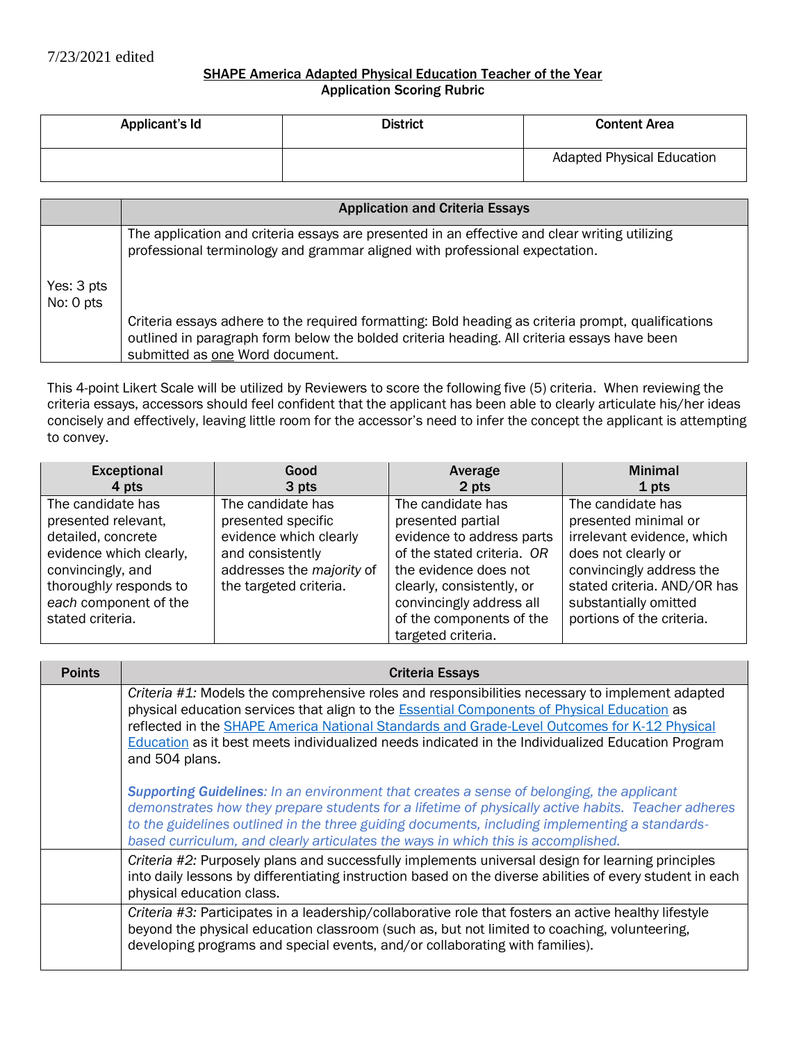7/23/2021 edited

**SHAPE America Adapted Physical Education Teacher of the Year**
**Application Scoring Rubric**

| Applicant's Id | District | Content Area |
| --- | --- | --- |
| | | Adapted Physical Education |

| | Application and Criteria Essays |
| --- | --- |
| Yes: 3 pts<br>No: 0 pts | The application and criteria essays are presented in an effective and clear writing utilizing professional terminology and grammar aligned with professional expectation.<br><br>Criteria essays adhere to the required formatting: Bold heading as criteria prompt, qualifications outlined in paragraph form below the bolded criteria heading. All criteria essays have been submitted as one Word document. |

This 4-point Likert Scale will be utilized by Reviewers to score the following five (5) criteria. When reviewing the criteria essays, accessors should feel confident that the applicant has been able to clearly articulate his/her ideas concisely and effectively, leaving little room for the accessor's need to infer the concept the applicant is attempting to convey.

| Exceptional 4 pts | Good 3 pts | Average 2 pts | Minimal 1 pts |
| --- | --- | --- | --- |
| The candidate has presented relevant, detailed, concrete evidence which clearly, convincingly, and thoroughly responds to *each* component of the stated criteria. | The candidate has presented specific evidence which clearly and consistently addresses the *majority* of the targeted criteria. | The candidate has presented partial evidence to address parts of the stated criteria. *OR* the evidence does not clearly, consistently, or convincingly address all of the components of the targeted criteria. | The candidate has presented minimal or irrelevant evidence, which does not clearly or convincingly address the stated criteria. AND/OR has substantially omitted portions of the criteria. |

| Points | Criteria Essays |
| --- | --- |
| | *Criteria #1:* Models the comprehensive roles and responsibilities necessary to implement adapted physical education services that align to the Essential Components of Physical Education as reflected in the SHAPE America National Standards and Grade-Level Outcomes for K-12 Physical Education as it best meets individualized needs indicated in the Individualized Education Program and 504 plans.<br><br>***Supporting Guidelines****: In an environment that creates a sense of belonging, the applicant demonstrates how they prepare students for a lifetime of physically active habits. Teacher adheres to the guidelines outlined in the three guiding documents, including implementing a standards-based curriculum, and clearly articulates the ways in which this is accomplished.* |
| | *Criteria #2:* Purposely plans and successfully implements universal design for learning principles into daily lessons by differentiating instruction based on the diverse abilities of every student in each physical education class. |
| | *Criteria #3:* Participates in a leadership/collaborative role that fosters an active healthy lifestyle beyond the physical education classroom (such as, but not limited to coaching, volunteering, developing programs and special events, and/or collaborating with families). |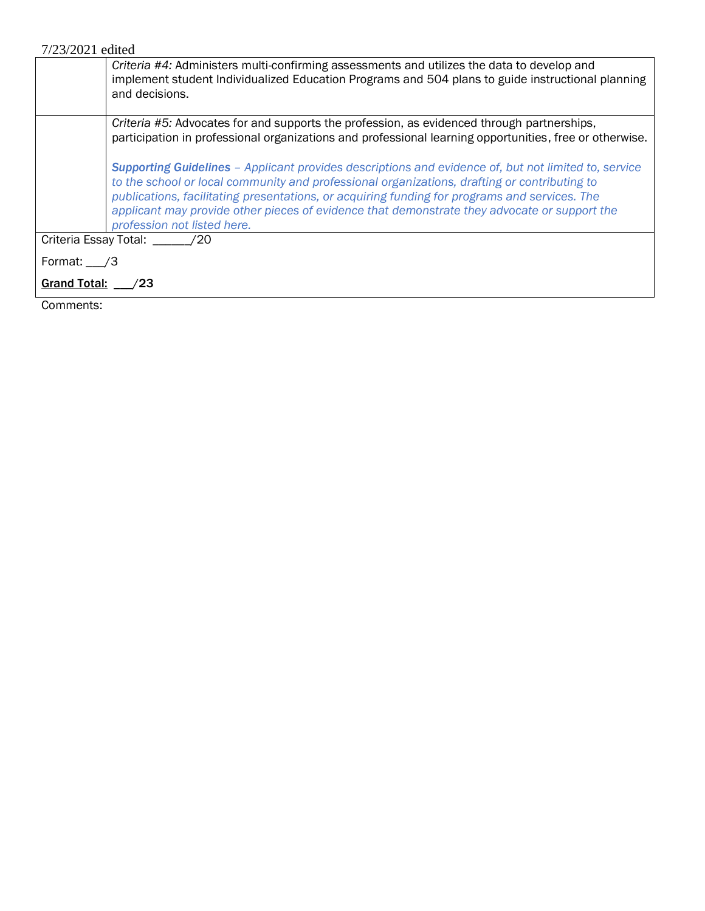7/23/2021 edited

| | |
|---|---|
| | *Criteria #4:* Administers multi-confirming assessments and utilizes the data to develop and implement student Individualized Education Programs and 504 plans to guide instructional planning and decisions. |
| | *Criteria #5:* Advocates for and supports the profession, as evidenced through partnerships, participation in professional organizations and professional learning opportunities, free or otherwise.<br><br>***Supporting Guidelines*** *– Applicant provides descriptions and evidence of, but not limited to, service to the school or local community and professional organizations, drafting or contributing to publications, facilitating presentations, or acquiring funding for programs and services. The applicant may provide other pieces of evidence that demonstrate they advocate or support the profession not listed here.* |
| Criteria Essay Total: ______/20<br><br>Format: ___/3<br><br>**Grand Total: ___/23** | |

Comments: